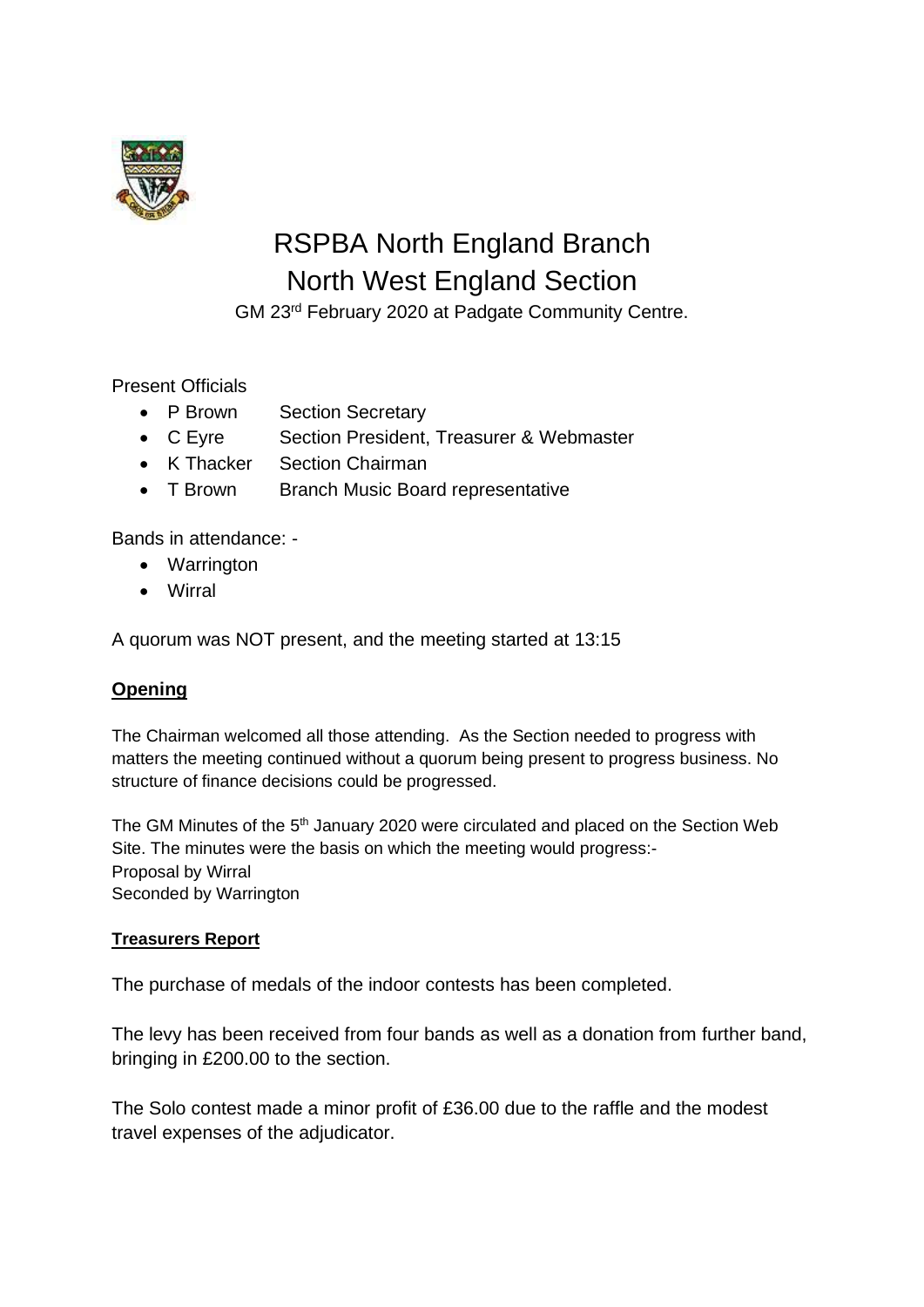# RSPBA North England Branch
# North West England Section

GM 23rd February 2020 at Padgate Community Centre.

Present Officials

- P Brown Section Secretary
- C Eyre Section President, Treasurer & Webmaster
- K Thacker Section Chairman
- T Brown Branch Music Board representative

Bands in attendance: -

- Warrington
- Wirral

A quorum was NOT present, and the meeting started at 13:15

## **Opening**

The Chairman welcomed all those attending. As the Section needed to progress with matters the meeting continued without a quorum being present to progress business. No structure of finance decisions could be progressed.

The GM Minutes of the 5th January 2020 were circulated and placed on the Section Web Site. The minutes were the basis on which the meeting would progress:-
Proposal by Wirral
Seconded by Warrington

### **Treasurers Report**

The purchase of medals of the indoor contests has been completed.

The levy has been received from four bands as well as a donation from further band, bringing in £200.00 to the section.

The Solo contest made a minor profit of £36.00 due to the raffle and the modest travel expenses of the adjudicator.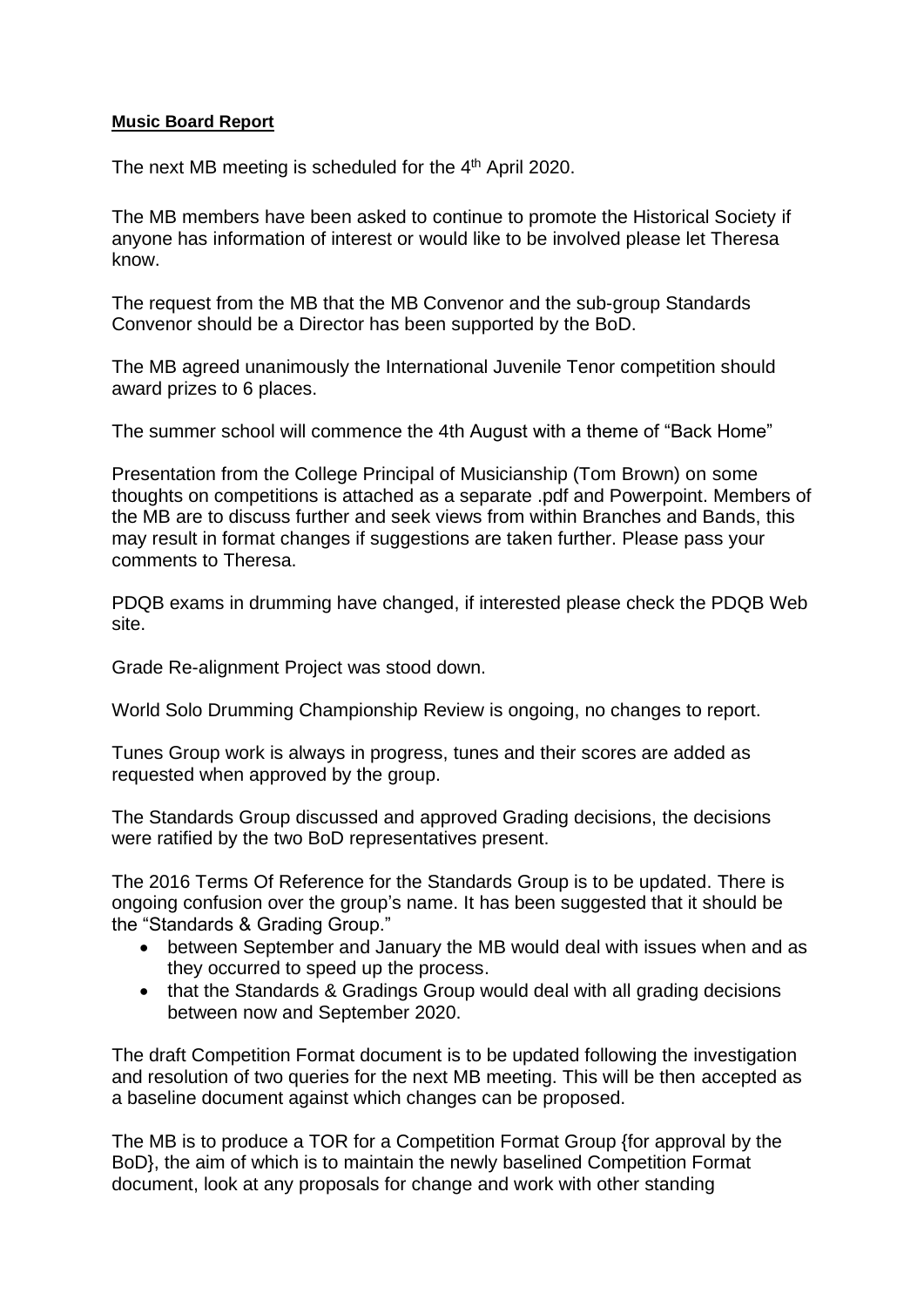**Music Board Report**

The next MB meeting is scheduled for the 4th April 2020.

The MB members have been asked to continue to promote the Historical Society if anyone has information of interest or would like to be involved please let Theresa know.

The request from the MB that the MB Convenor and the sub-group Standards Convenor should be a Director has been supported by the BoD.

The MB agreed unanimously the International Juvenile Tenor competition should award prizes to 6 places.

The summer school will commence the 4th August with a theme of "Back Home"

Presentation from the College Principal of Musicianship (Tom Brown) on some thoughts on competitions is attached as a separate .pdf and Powerpoint. Members of the MB are to discuss further and seek views from within Branches and Bands, this may result in format changes if suggestions are taken further. Please pass your comments to Theresa.

PDQB exams in drumming have changed, if interested please check the PDQB Web site.

Grade Re-alignment Project was stood down.

World Solo Drumming Championship Review is ongoing, no changes to report.

Tunes Group work is always in progress, tunes and their scores are added as requested when approved by the group.

The Standards Group discussed and approved Grading decisions, the decisions were ratified by the two BoD representatives present.

The 2016 Terms Of Reference for the Standards Group is to be updated. There is ongoing confusion over the group's name. It has been suggested that it should be the "Standards & Grading Group."

- between September and January the MB would deal with issues when and as they occurred to speed up the process.
- that the Standards & Gradings Group would deal with all grading decisions between now and September 2020.

The draft Competition Format document is to be updated following the investigation and resolution of two queries for the next MB meeting. This will be then accepted as a baseline document against which changes can be proposed.

The MB is to produce a TOR for a Competition Format Group {for approval by the BoD}, the aim of which is to maintain the newly baselined Competition Format document, look at any proposals for change and work with other standing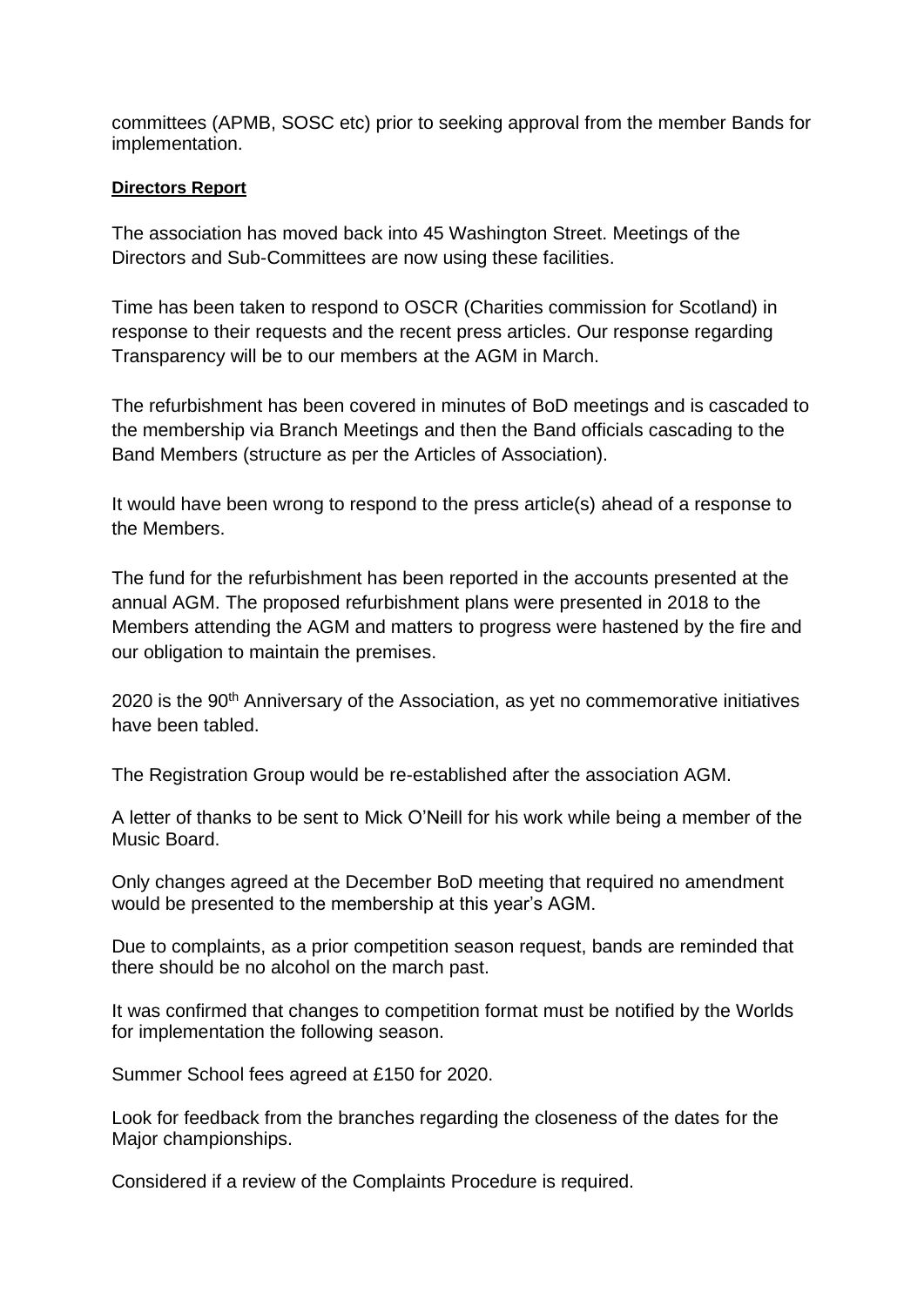committees (APMB, SOSC etc) prior to seeking approval from the member Bands for implementation.

**Directors Report**

The association has moved back into 45 Washington Street. Meetings of the Directors and Sub-Committees are now using these facilities.

Time has been taken to respond to OSCR (Charities commission for Scotland) in response to their requests and the recent press articles. Our response regarding Transparency will be to our members at the AGM in March.

The refurbishment has been covered in minutes of BoD meetings and is cascaded to the membership via Branch Meetings and then the Band officials cascading to the Band Members (structure as per the Articles of Association).

It would have been wrong to respond to the press article(s) ahead of a response to the Members.

The fund for the refurbishment has been reported in the accounts presented at the annual AGM. The proposed refurbishment plans were presented in 2018 to the Members attending the AGM and matters to progress were hastened by the fire and our obligation to maintain the premises.

2020 is the 90th Anniversary of the Association, as yet no commemorative initiatives have been tabled.

The Registration Group would be re-established after the association AGM.

A letter of thanks to be sent to Mick O'Neill for his work while being a member of the Music Board.

Only changes agreed at the December BoD meeting that required no amendment would be presented to the membership at this year's AGM.

Due to complaints, as a prior competition season request, bands are reminded that there should be no alcohol on the march past.

It was confirmed that changes to competition format must be notified by the Worlds for implementation the following season.

Summer School fees agreed at £150 for 2020.

Look for feedback from the branches regarding the closeness of the dates for the Major championships.

Considered if a review of the Complaints Procedure is required.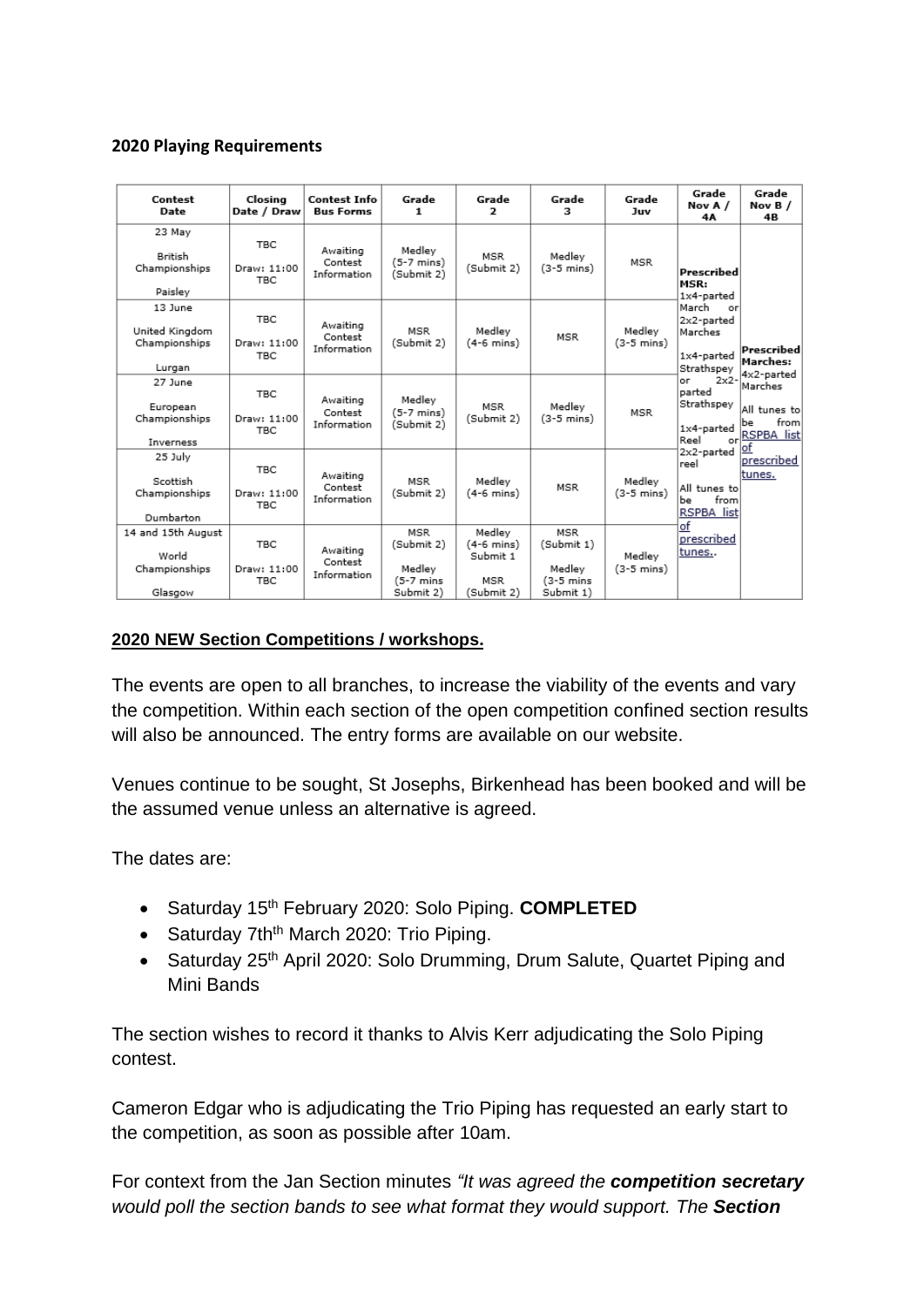**2020 Playing Requirements**

| Contest Date | Closing Date / Draw | Contest Info Bus Forms | Grade 1 | Grade 2 | Grade 3 | Grade Juv | Grade Nov A / 4A | Grade Nov B / 4B |
|---|---|---|---|---|---|---|---|---|
| 23 May British Championships Paisley | TBC Draw: 11:00 TBC | Awaiting Contest Information | Medley (5-7 mins) (Submit 2) | MSR (Submit 2) | Medley (3-5 mins) | MSR | **Prescribed MSR:** 1x4-parted March or 2x2-parted Marches 1x4-parted Strathspey or 2x2-parted Strathspey 1x4-parted Reel or 2x2-parted reel All tunes to be from RSPBA list of prescribed tunes.. | **Prescribed Marches:** 4x2-parted Marches All tunes to be from RSPBA list of prescribed tunes. |
| 13 June United Kingdom Championships Lurgan | TBC Draw: 11:00 TBC | Awaiting Contest Information | MSR (Submit 2) | Medley (4-6 mins) | MSR | Medley (3-5 mins) | | |
| 27 June European Championships Inverness | TBC Draw: 11:00 TBC | Awaiting Contest Information | Medley (5-7 mins) (Submit 2) | MSR (Submit 2) | Medley (3-5 mins) | MSR | | |
| 25 July Scottish Championships Dumbarton | TBC Draw: 11:00 TBC | Awaiting Contest Information | MSR (Submit 2) | Medley (4-6 mins) | MSR | Medley (3-5 mins) | | |
| 14 and 15th August World Championships Glasgow | TBC Draw: 11:00 TBC | Awaiting Contest Information | MSR (Submit 2) Medley (5-7 mins Submit 2) | Medley (4-6 mins) Submit 1 MSR (Submit 2) | MSR (Submit 1) Medley (3-5 mins Submit 1) | Medley (3-5 mins) | | |

**2020 NEW Section Competitions / workshops.**

The events are open to all branches, to increase the viability of the events and vary the competition. Within each section of the open competition confined section results will also be announced. The entry forms are available on our website.

Venues continue to be sought, St Josephs, Birkenhead has been booked and will be the assumed venue unless an alternative is agreed.

The dates are:

- Saturday 15th February 2020: Solo Piping. **COMPLETED**
- Saturday 7thth March 2020: Trio Piping.
- Saturday 25th April 2020: Solo Drumming, Drum Salute, Quartet Piping and Mini Bands

The section wishes to record it thanks to Alvis Kerr adjudicating the Solo Piping contest.

Cameron Edgar who is adjudicating the Trio Piping has requested an early start to the competition, as soon as possible after 10am.

For context from the Jan Section minutes *"It was agreed the **competition secretary** would poll the section bands to see what format they would support. The **Section***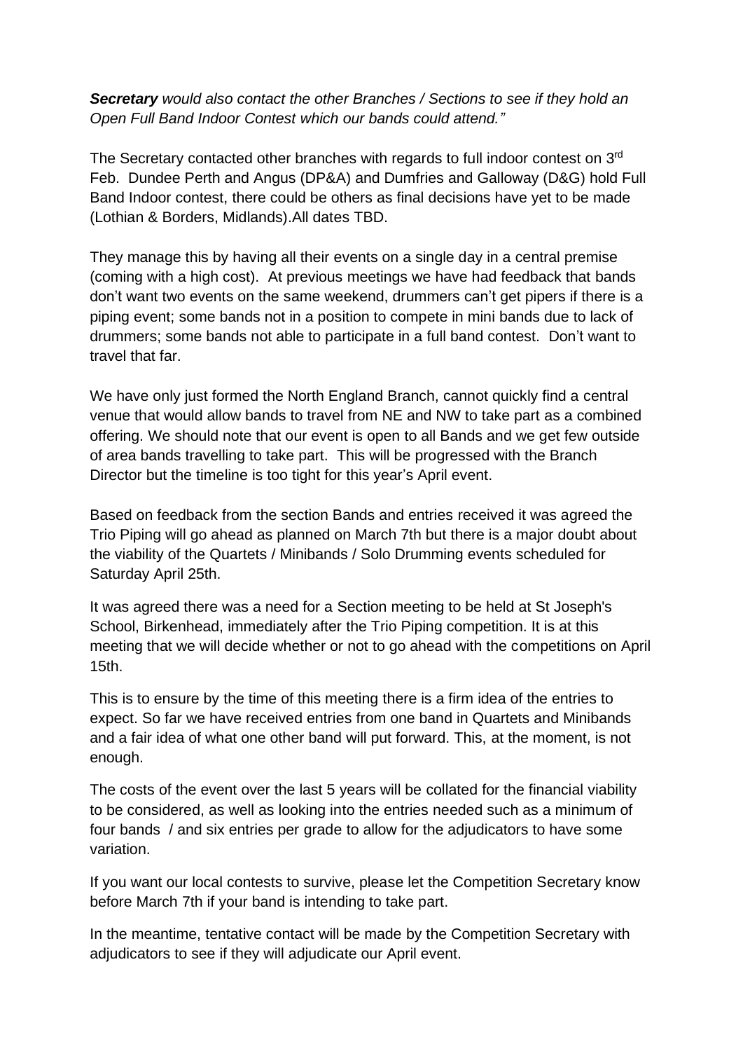***Secretary*** *would also contact the other Branches / Sections to see if they hold an Open Full Band Indoor Contest which our bands could attend."*

The Secretary contacted other branches with regards to full indoor contest on 3rd Feb. Dundee Perth and Angus (DP&A) and Dumfries and Galloway (D&G) hold Full Band Indoor contest, there could be others as final decisions have yet to be made (Lothian & Borders, Midlands).All dates TBD.

They manage this by having all their events on a single day in a central premise (coming with a high cost). At previous meetings we have had feedback that bands don't want two events on the same weekend, drummers can't get pipers if there is a piping event; some bands not in a position to compete in mini bands due to lack of drummers; some bands not able to participate in a full band contest. Don't want to travel that far.

We have only just formed the North England Branch, cannot quickly find a central venue that would allow bands to travel from NE and NW to take part as a combined offering. We should note that our event is open to all Bands and we get few outside of area bands travelling to take part. This will be progressed with the Branch Director but the timeline is too tight for this year's April event.

Based on feedback from the section Bands and entries received it was agreed the Trio Piping will go ahead as planned on March 7th but there is a major doubt about the viability of the Quartets / Minibands / Solo Drumming events scheduled for Saturday April 25th.

It was agreed there was a need for a Section meeting to be held at St Joseph's School, Birkenhead, immediately after the Trio Piping competition. It is at this meeting that we will decide whether or not to go ahead with the competitions on April 15th.

This is to ensure by the time of this meeting there is a firm idea of the entries to expect. So far we have received entries from one band in Quartets and Minibands and a fair idea of what one other band will put forward. This, at the moment, is not enough.

The costs of the event over the last 5 years will be collated for the financial viability to be considered, as well as looking into the entries needed such as a minimum of four bands / and six entries per grade to allow for the adjudicators to have some variation.

If you want our local contests to survive, please let the Competition Secretary know before March 7th if your band is intending to take part.

In the meantime, tentative contact will be made by the Competition Secretary with adjudicators to see if they will adjudicate our April event.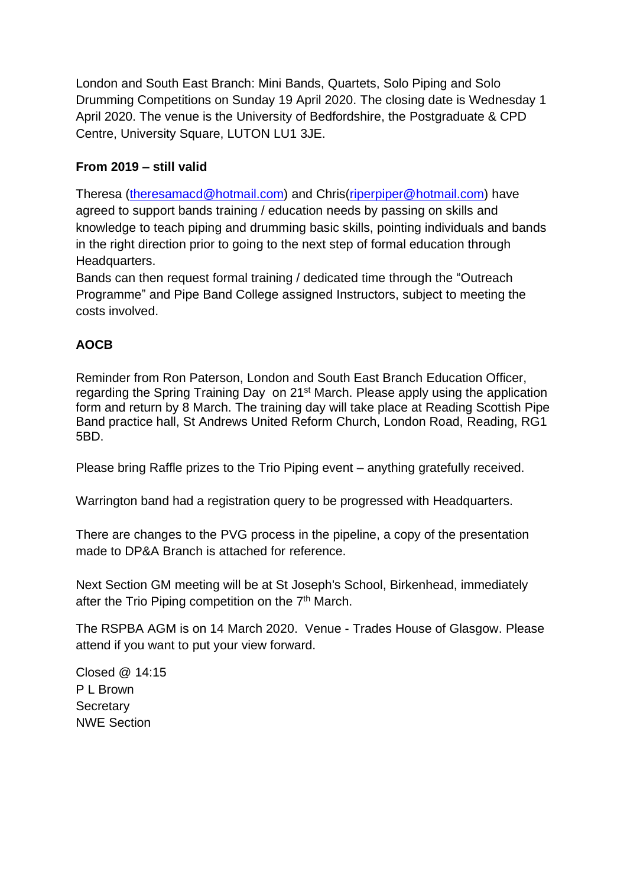London and South East Branch: Mini Bands, Quartets, Solo Piping and Solo Drumming Competitions on Sunday 19 April 2020. The closing date is Wednesday 1 April 2020. The venue is the University of Bedfordshire, the Postgraduate & CPD Centre, University Square, LUTON LU1 3JE.

**From 2019 – still valid**

Theresa (theresamacd@hotmail.com) and Chris(riperpiper@hotmail.com) have agreed to support bands training / education needs by passing on skills and knowledge to teach piping and drumming basic skills, pointing individuals and bands in the right direction prior to going to the next step of formal education through Headquarters.
Bands can then request formal training / dedicated time through the "Outreach Programme" and Pipe Band College assigned Instructors, subject to meeting the costs involved.

**AOCB**

Reminder from Ron Paterson, London and South East Branch Education Officer, regarding the Spring Training Day on 21st March. Please apply using the application form and return by 8 March. The training day will take place at Reading Scottish Pipe Band practice hall, St Andrews United Reform Church, London Road, Reading, RG1 5BD.

Please bring Raffle prizes to the Trio Piping event – anything gratefully received.

Warrington band had a registration query to be progressed with Headquarters.

There are changes to the PVG process in the pipeline, a copy of the presentation made to DP&A Branch is attached for reference.

Next Section GM meeting will be at St Joseph's School, Birkenhead, immediately after the Trio Piping competition on the 7th March.

The RSPBA AGM is on 14 March 2020. Venue - Trades House of Glasgow. Please attend if you want to put your view forward.

Closed @ 14:15
P L Brown
Secretary
NWE Section